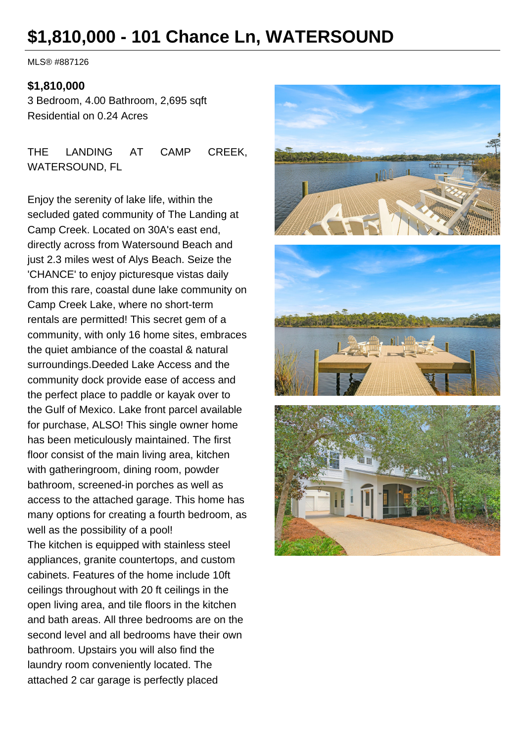# $1,810,000 - 101 Chance Ln, WATERSOUND

MLS® #887126

**$1,810,000**

3 Bedroom, 4.00 Bathroom, 2,695 sqft
Residential on 0.24 Acres

THE LANDING AT CAMP CREEK, WATERSOUND, FL

Enjoy the serenity of lake life, within the secluded gated community of The Landing at Camp Creek. Located on 30A's east end, directly across from Watersound Beach and just 2.3 miles west of Alys Beach. Seize the 'CHANCE' to enjoy picturesque vistas daily from this rare, coastal dune lake community on Camp Creek Lake, where no short-term rentals are permitted! This secret gem of a community, with only 16 home sites, embraces the quiet ambiance of the coastal & natural surroundings.Deeded Lake Access and the community dock provide ease of access and the perfect place to paddle or kayak over to the Gulf of Mexico. Lake front parcel available for purchase, ALSO! This single owner home has been meticulously maintained. The first floor consist of the main living area, kitchen with gatheringroom, dining room, powder bathroom, screened-in porches as well as access to the attached garage. This home has many options for creating a fourth bedroom, as well as the possibility of a pool!
The kitchen is equipped with stainless steel appliances, granite countertops, and custom cabinets. Features of the home include 10ft ceilings throughout with 20 ft ceilings in the open living area, and tile floors in the kitchen and bath areas. All three bedrooms are on the second level and all bedrooms have their own bathroom. Upstairs you will also find the laundry room conveniently located. The attached 2 car garage is perfectly placed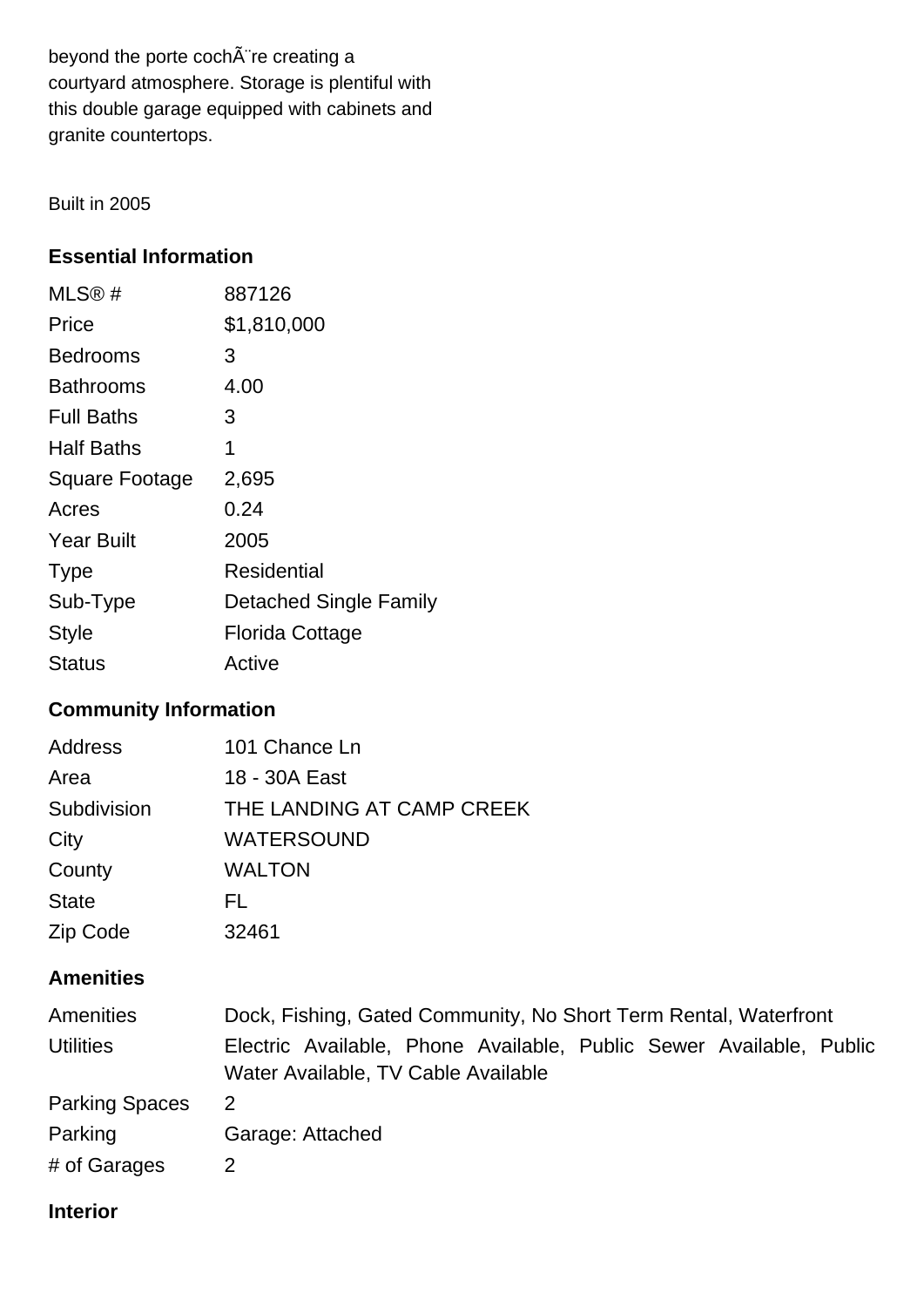beyond the porte cochÃ¨re creating a courtyard atmosphere. Storage is plentiful with this double garage equipped with cabinets and granite countertops.

Built in 2005

### Essential Information

| | |
|---|---|
| MLS® # | 887126 |
| Price | $1,810,000 |
| Bedrooms | 3 |
| Bathrooms | 4.00 |
| Full Baths | 3 |
| Half Baths | 1 |
| Square Footage | 2,695 |
| Acres | 0.24 |
| Year Built | 2005 |
| Type | Residential |
| Sub-Type | Detached Single Family |
| Style | Florida Cottage |
| Status | Active |

### Community Information

| | |
|---|---|
| Address | 101 Chance Ln |
| Area | 18 - 30A East |
| Subdivision | THE LANDING AT CAMP CREEK |
| City | WATERSOUND |
| County | WALTON |
| State | FL |
| Zip Code | 32461 |

### Amenities

| | |
|---|---|
| Amenities | Dock, Fishing, Gated Community, No Short Term Rental, Waterfront |
| Utilities | Electric Available, Phone Available, Public Sewer Available, Public Water Available, TV Cable Available |
| Parking Spaces | 2 |
| Parking | Garage: Attached |
| # of Garages | 2 |

### Interior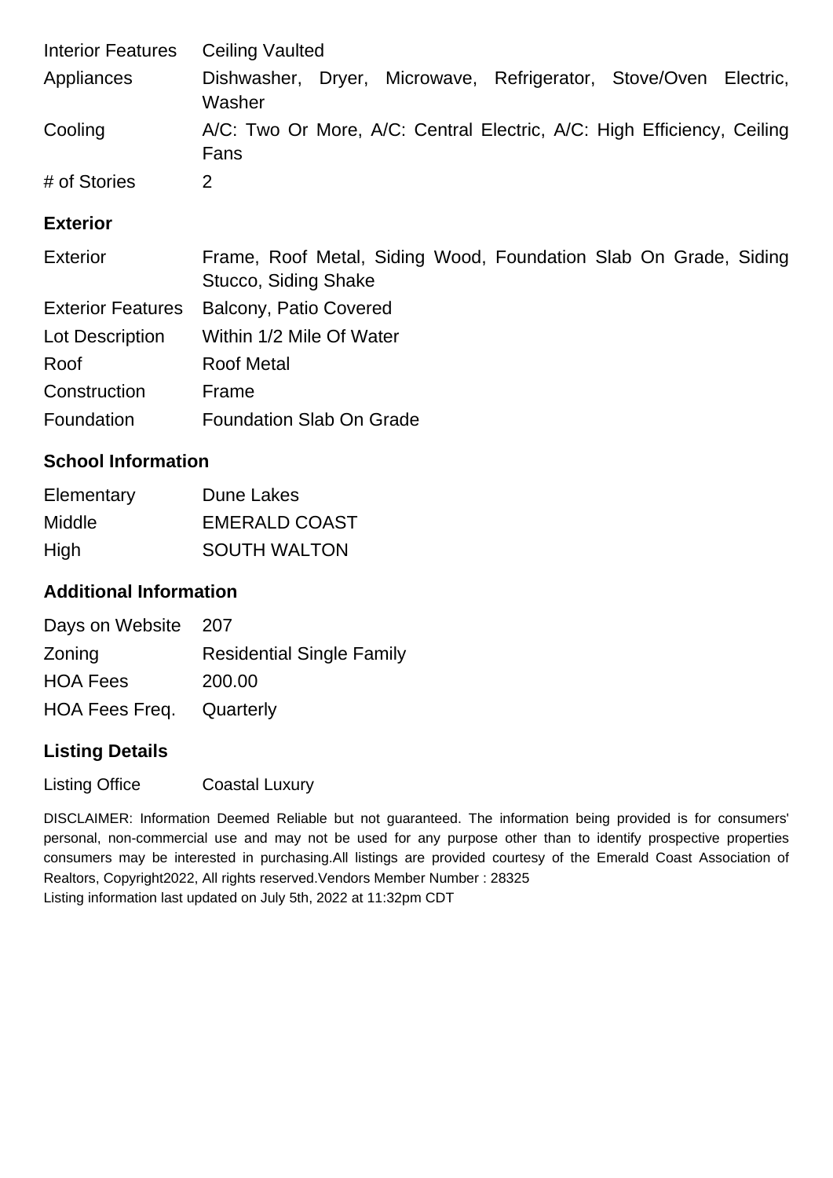| | |
|---|---|
| Interior Features | Ceiling Vaulted |
| Appliances | Dishwasher, Dryer, Microwave, Refrigerator, Stove/Oven Electric, Washer |
| Cooling | A/C: Two Or More, A/C: Central Electric, A/C: High Efficiency, Ceiling Fans |
| # of Stories | 2 |

### Exterior

| | |
|---|---|
| Exterior | Frame, Roof Metal, Siding Wood, Foundation Slab On Grade, Siding Stucco, Siding Shake |
| Exterior Features | Balcony, Patio Covered |
| Lot Description | Within 1/2 Mile Of Water |
| Roof | Roof Metal |
| Construction | Frame |
| Foundation | Foundation Slab On Grade |

### School Information

| | |
|---|---|
| Elementary | Dune Lakes |
| Middle | EMERALD COAST |
| High | SOUTH WALTON |

### Additional Information

| | |
|---|---|
| Days on Website | 207 |
| Zoning | Residential Single Family |
| HOA Fees | 200.00 |
| HOA Fees Freq. | Quarterly |

### Listing Details

| | |
|---|---|
| Listing Office | Coastal Luxury |

DISCLAIMER: Information Deemed Reliable but not guaranteed. The information being provided is for consumers' personal, non-commercial use and may not be used for any purpose other than to identify prospective properties consumers may be interested in purchasing.All listings are provided courtesy of the Emerald Coast Association of Realtors, Copyright2022, All rights reserved.Vendors Member Number : 28325
Listing information last updated on July 5th, 2022 at 11:32pm CDT